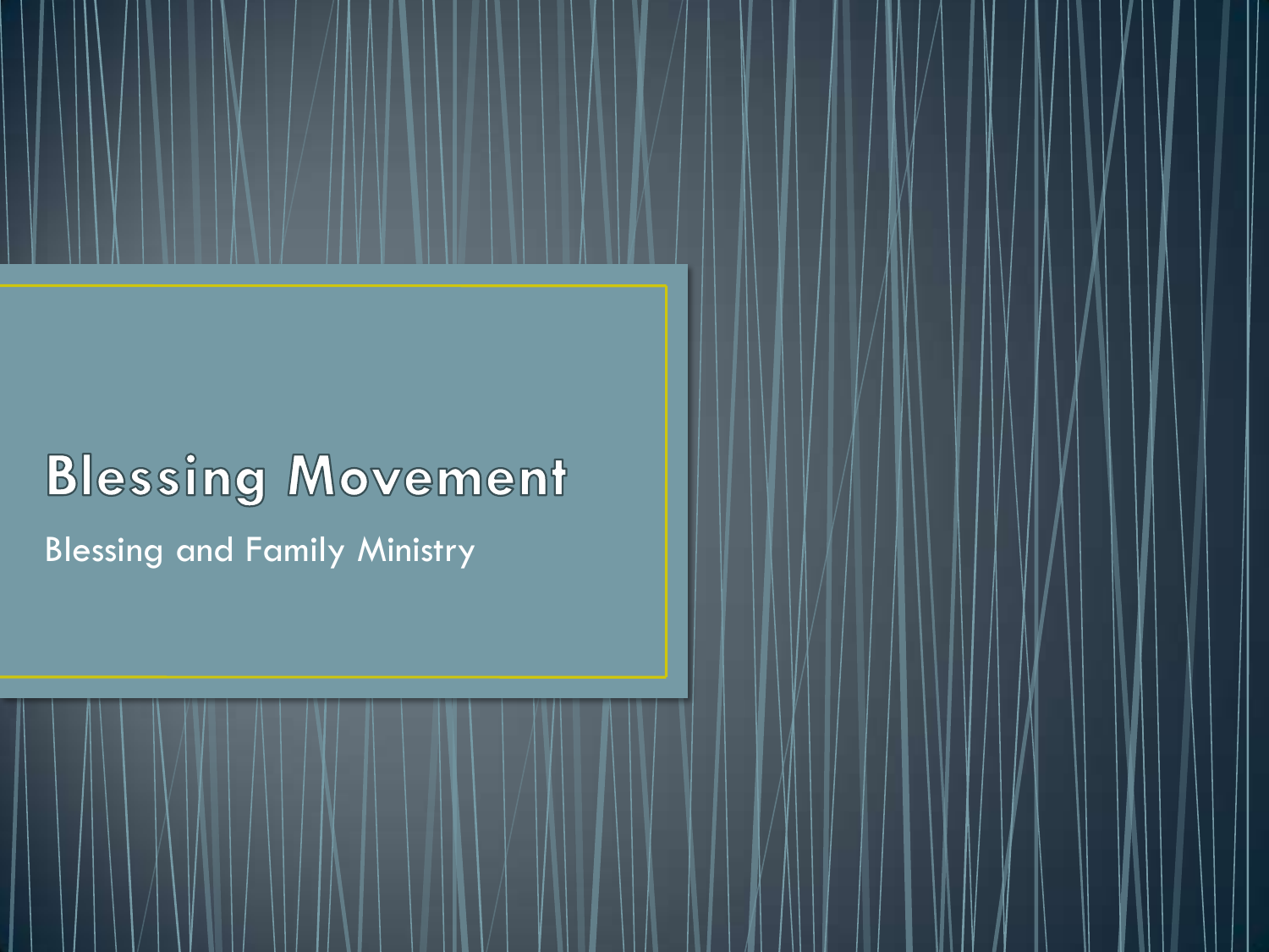# Blessing Movement

Blessing and Family Ministry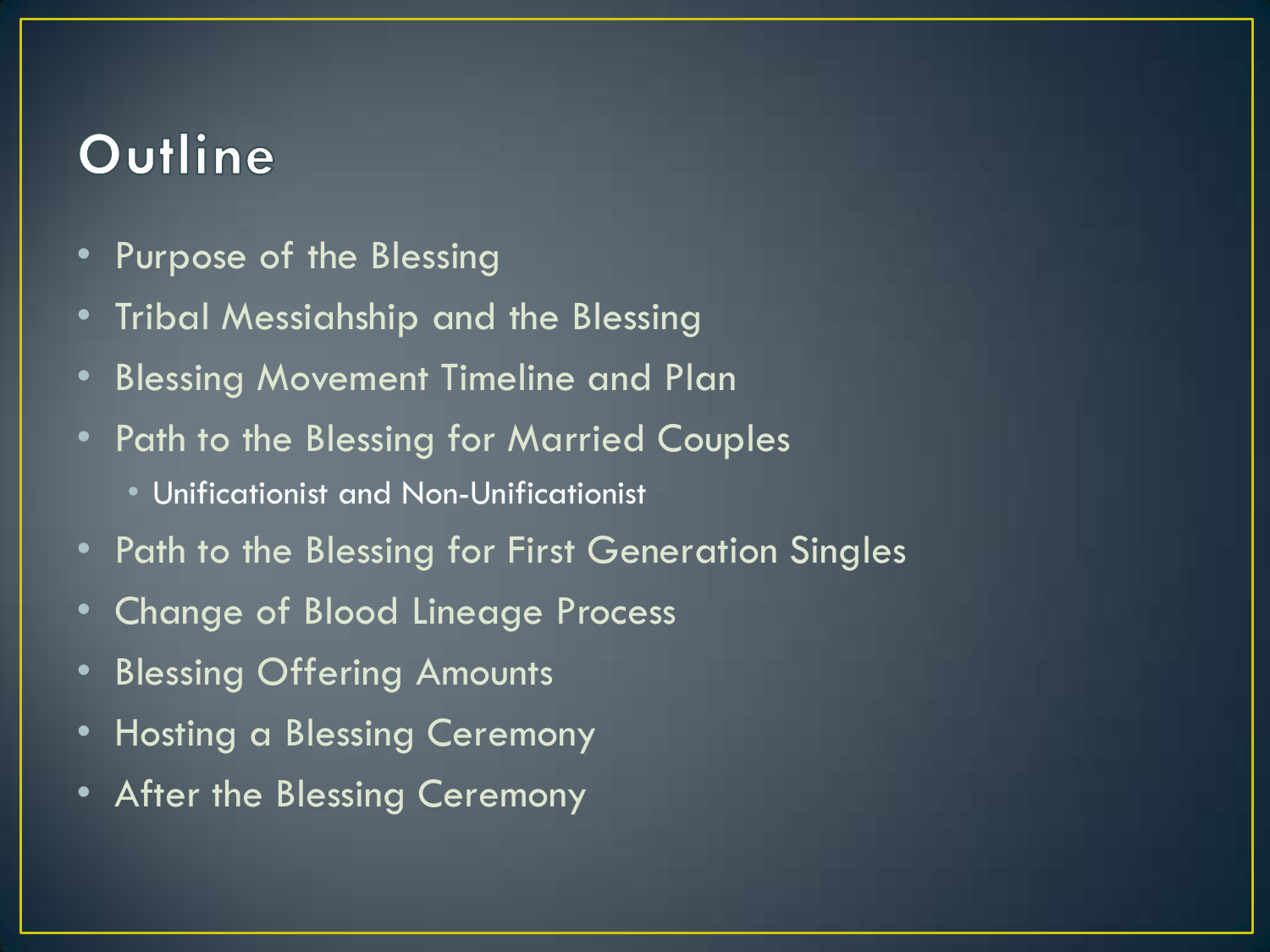# Outline

- Purpose of the Blessing
- Tribal Messiahship and the Blessing
- Blessing Movement Timeline and Plan
- Path to the Blessing for Married Couples
  - Unificationist and Non-Unificationist
- Path to the Blessing for First Generation Singles
- Change of Blood Lineage Process
- Blessing Offering Amounts
- Hosting a Blessing Ceremony
- After the Blessing Ceremony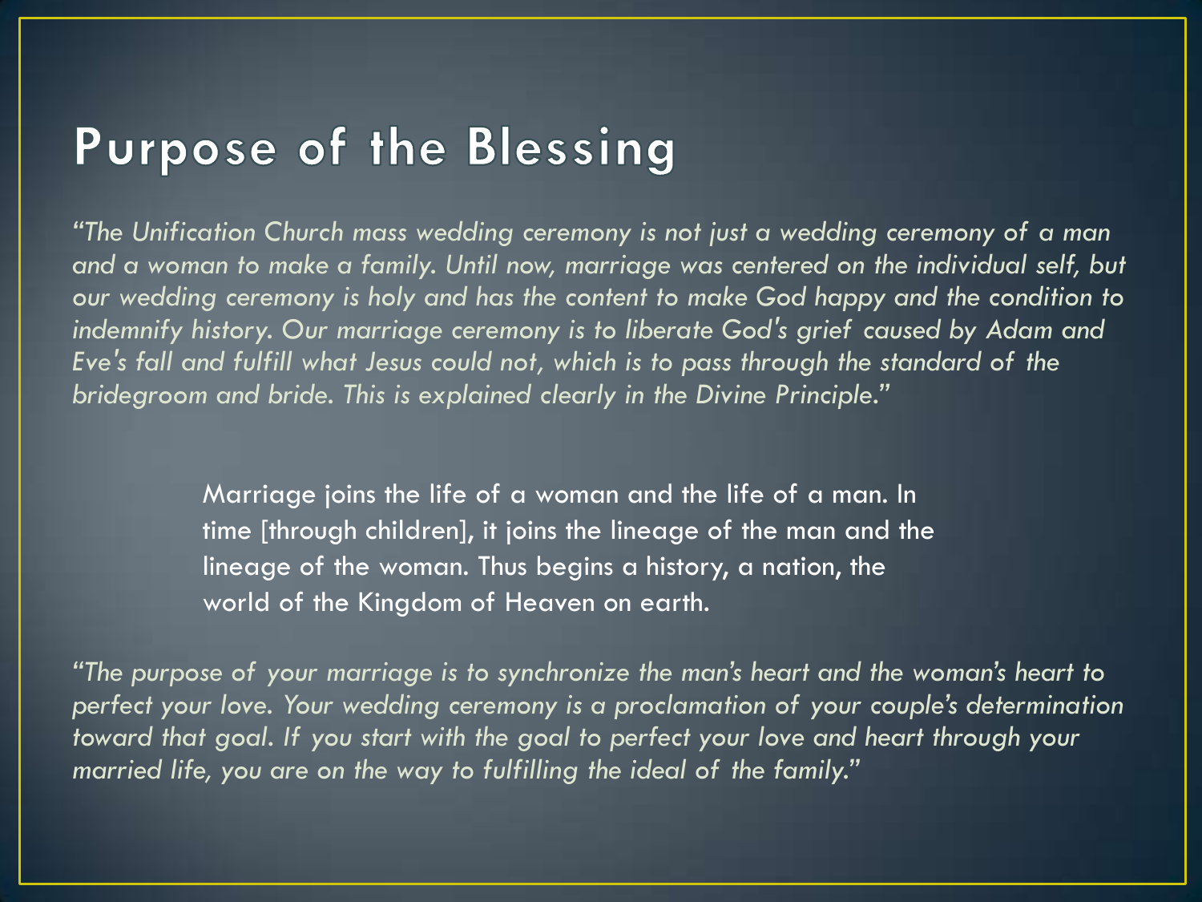# Purpose of the Blessing

*"The Unification Church mass wedding ceremony is not just a wedding ceremony of a man and a woman to make a family. Until now, marriage was centered on the individual self, but our wedding ceremony is holy and has the content to make God happy and the condition to indemnify history. Our marriage ceremony is to liberate God's grief caused by Adam and Eve's fall and fulfill what Jesus could not, which is to pass through the standard of the bridegroom and bride. This is explained clearly in the Divine Principle."*

> Marriage joins the life of a woman and the life of a man. In time [through children], it joins the lineage of the man and the lineage of the woman. Thus begins a history, a nation, the world of the Kingdom of Heaven on earth.

*"The purpose of your marriage is to synchronize the man's heart and the woman's heart to perfect your love. Your wedding ceremony is a proclamation of your couple's determination toward that goal. If you start with the goal to perfect your love and heart through your married life, you are on the way to fulfilling the ideal of the family."*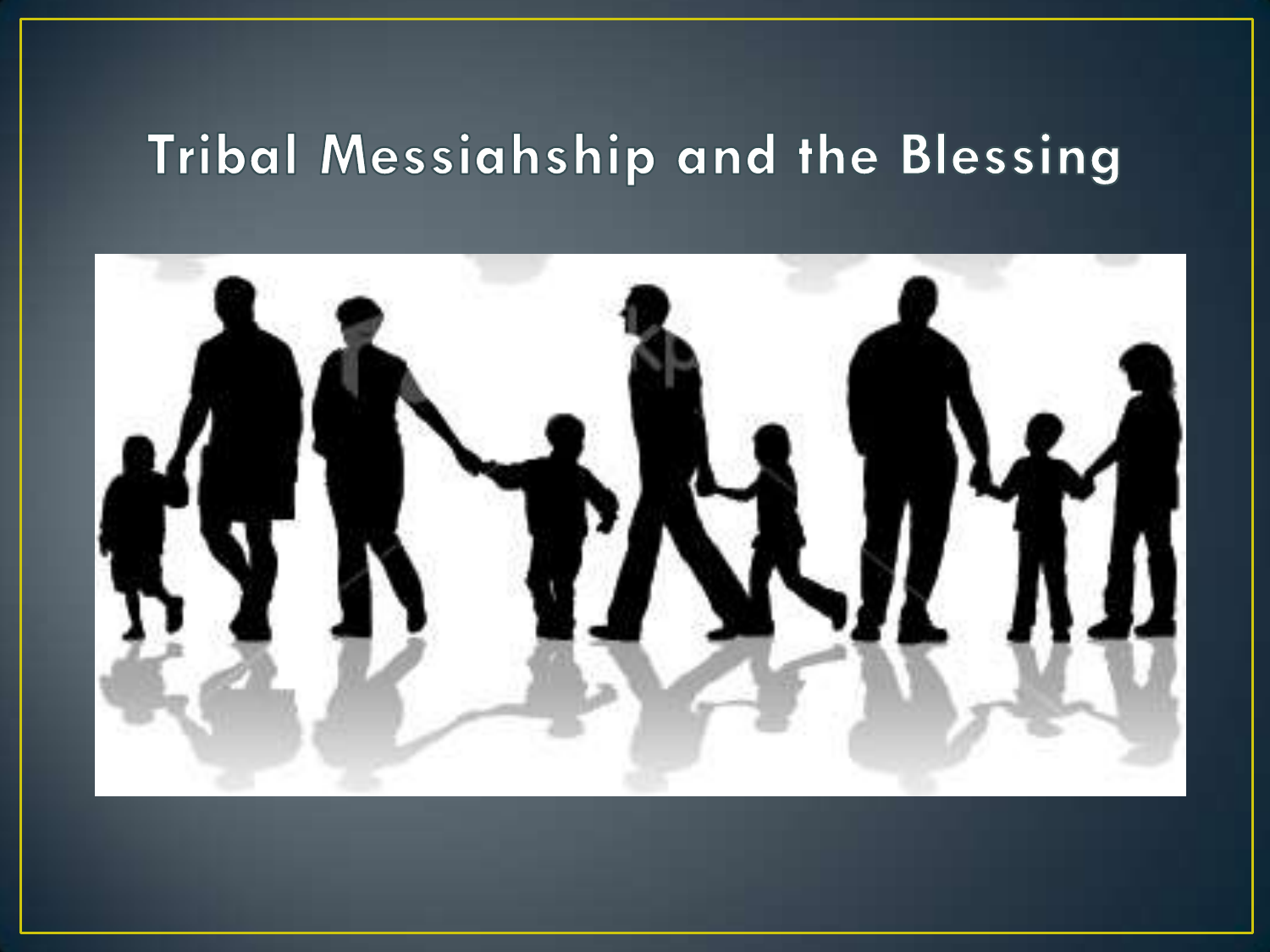# Tribal Messiahship and the Blessing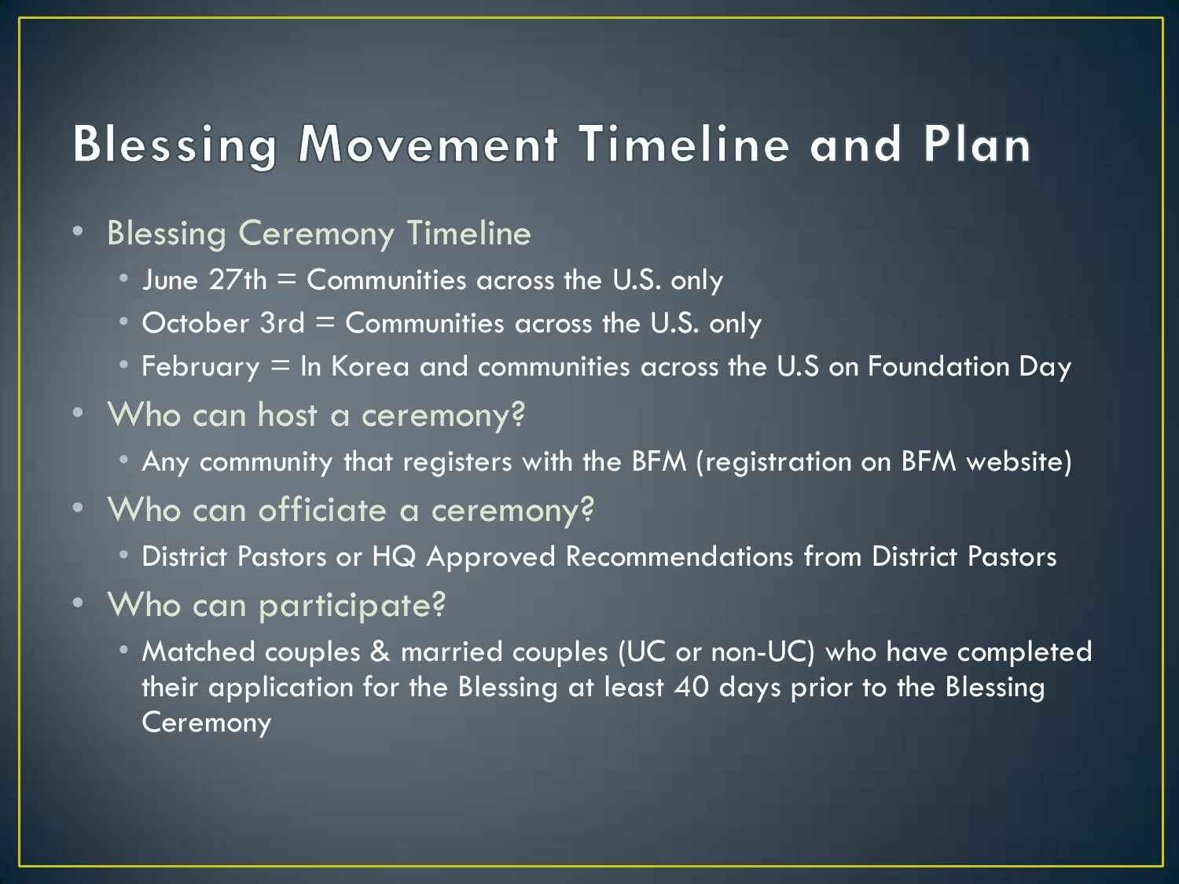# Blessing Movement Timeline and Plan

- Blessing Ceremony Timeline
  - June 27th = Communities across the U.S. only
  - October 3rd = Communities across the U.S. only
  - February = In Korea and communities across the U.S on Foundation Day
- Who can host a ceremony?
  - Any community that registers with the BFM (registration on BFM website)
- Who can officiate a ceremony?
  - District Pastors or HQ Approved Recommendations from District Pastors
- Who can participate?
  - Matched couples & married couples (UC or non-UC) who have completed their application for the Blessing at least 40 days prior to the Blessing Ceremony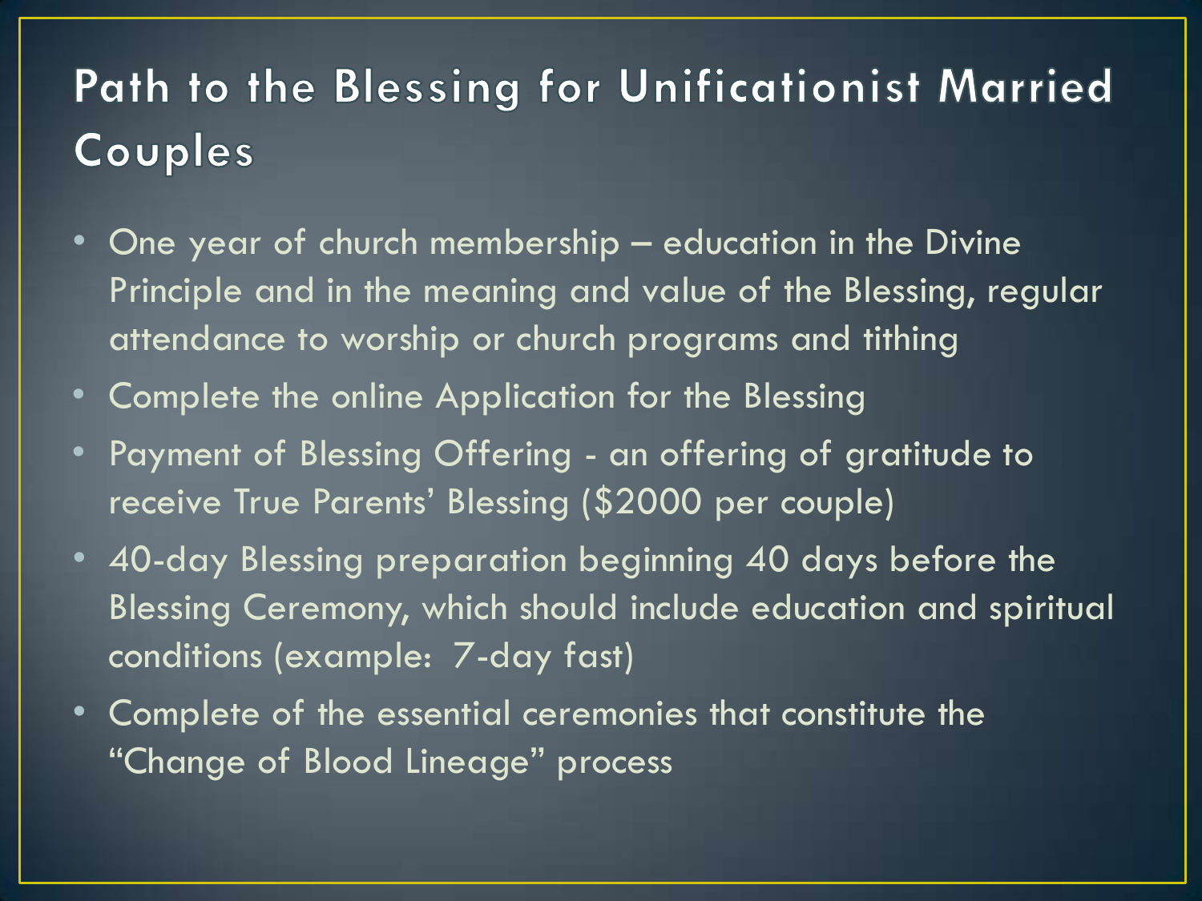# Path to the Blessing for Unificationist Married Couples

- One year of church membership – education in the Divine Principle and in the meaning and value of the Blessing, regular attendance to worship or church programs and tithing
- Complete the online Application for the Blessing
- Payment of Blessing Offering - an offering of gratitude to receive True Parents' Blessing ($2000 per couple)
- 40-day Blessing preparation beginning 40 days before the Blessing Ceremony, which should include education and spiritual conditions (example: 7-day fast)
- Complete of the essential ceremonies that constitute the "Change of Blood Lineage" process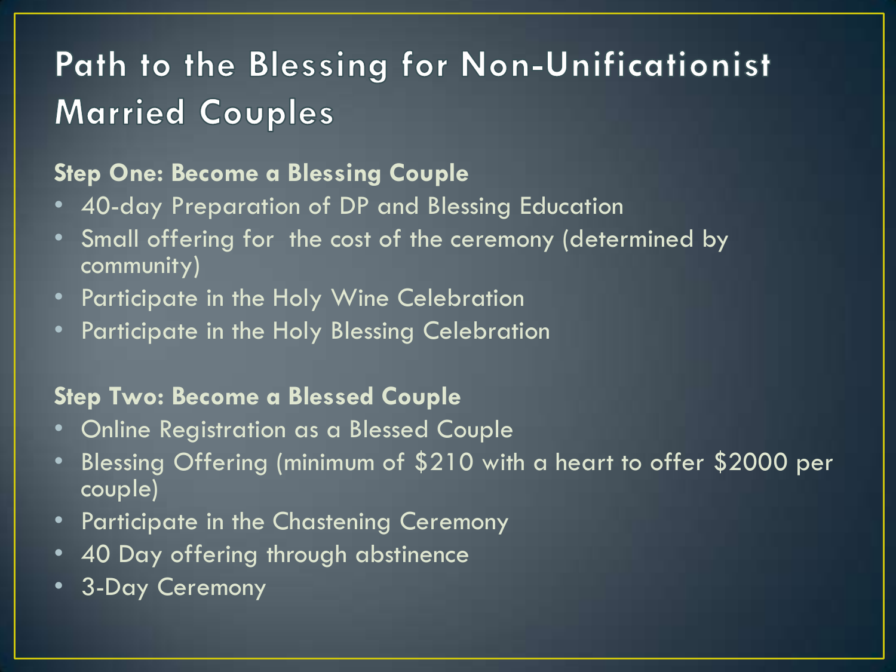# Path to the Blessing for Non-Unificationist Married Couples

**Step One: Become a Blessing Couple**

- 40-day Preparation of DP and Blessing Education
- Small offering for the cost of the ceremony (determined by community)
- Participate in the Holy Wine Celebration
- Participate in the Holy Blessing Celebration

**Step Two: Become a Blessed Couple**

- Online Registration as a Blessed Couple
- Blessing Offering (minimum of $210 with a heart to offer $2000 per couple)
- Participate in the Chastening Ceremony
- 40 Day offering through abstinence
- 3-Day Ceremony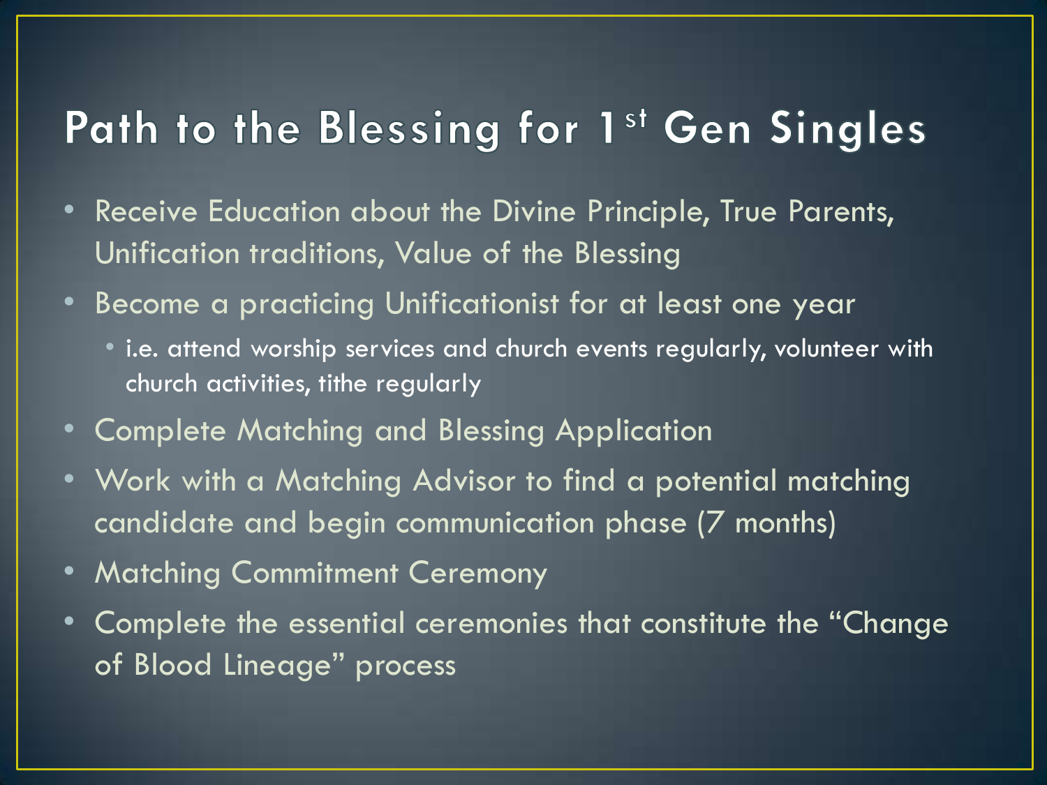# Path to the Blessing for 1st Gen Singles

- Receive Education about the Divine Principle, True Parents, Unification traditions, Value of the Blessing
- Become a practicing Unificationist for at least one year
  - i.e. attend worship services and church events regularly, volunteer with church activities, tithe regularly
- Complete Matching and Blessing Application
- Work with a Matching Advisor to find a potential matching candidate and begin communication phase (7 months)
- Matching Commitment Ceremony
- Complete the essential ceremonies that constitute the "Change of Blood Lineage" process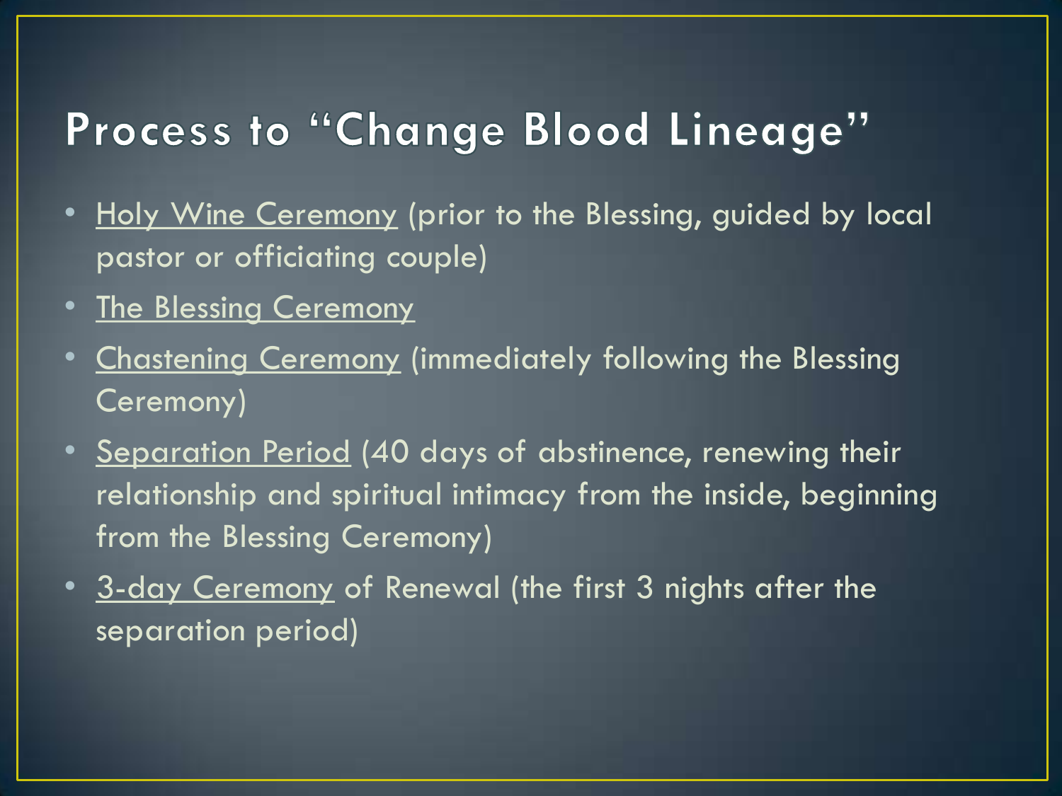# Process to "Change Blood Lineage"

- Holy Wine Ceremony (prior to the Blessing, guided by local pastor or officiating couple)
- The Blessing Ceremony
- Chastening Ceremony (immediately following the Blessing Ceremony)
- Separation Period (40 days of abstinence, renewing their relationship and spiritual intimacy from the inside, beginning from the Blessing Ceremony)
- 3-day Ceremony of Renewal (the first 3 nights after the separation period)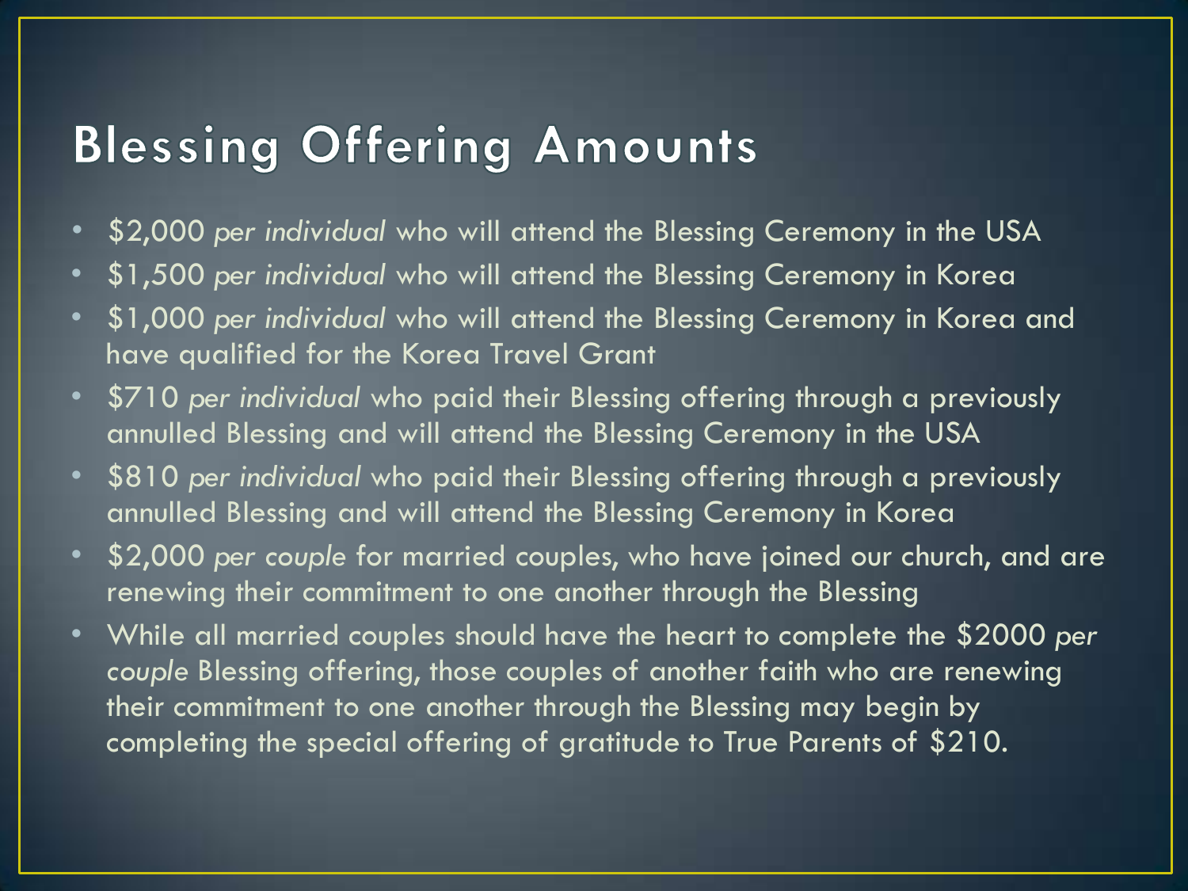# Blessing Offering Amounts

- $2,000 *per individual* who will attend the Blessing Ceremony in the USA
- $1,500 *per individual* who will attend the Blessing Ceremony in Korea
- $1,000 *per individual* who will attend the Blessing Ceremony in Korea and have qualified for the Korea Travel Grant
- $710 *per individual* who paid their Blessing offering through a previously annulled Blessing and will attend the Blessing Ceremony in the USA
- $810 *per individual* who paid their Blessing offering through a previously annulled Blessing and will attend the Blessing Ceremony in Korea
- $2,000 *per couple* for married couples, who have joined our church, and are renewing their commitment to one another through the Blessing
- While all married couples should have the heart to complete the $2000 *per couple* Blessing offering, those couples of another faith who are renewing their commitment to one another through the Blessing may begin by completing the special offering of gratitude to True Parents of $210.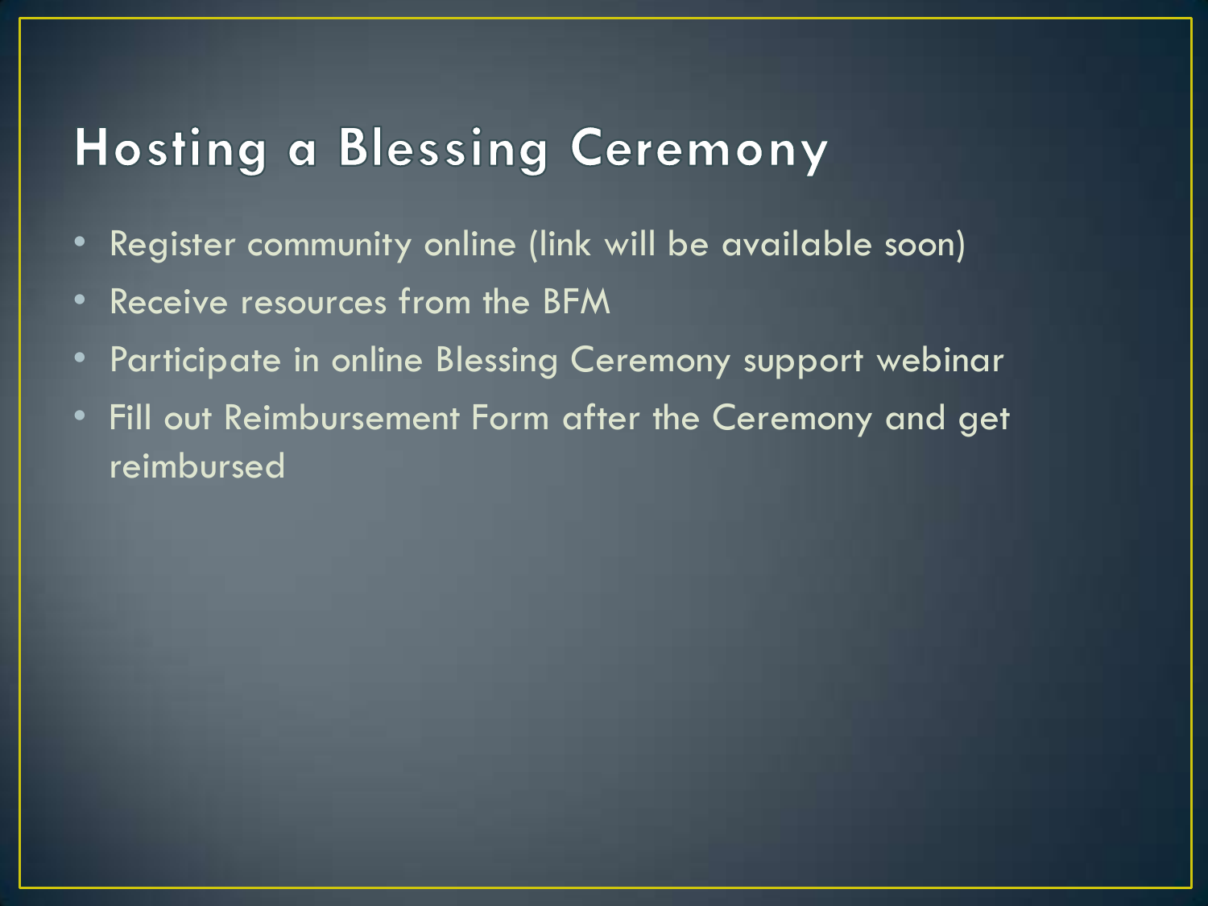# Hosting a Blessing Ceremony

- Register community online (link will be available soon)
- Receive resources from the BFM
- Participate in online Blessing Ceremony support webinar
- Fill out Reimbursement Form after the Ceremony and get reimbursed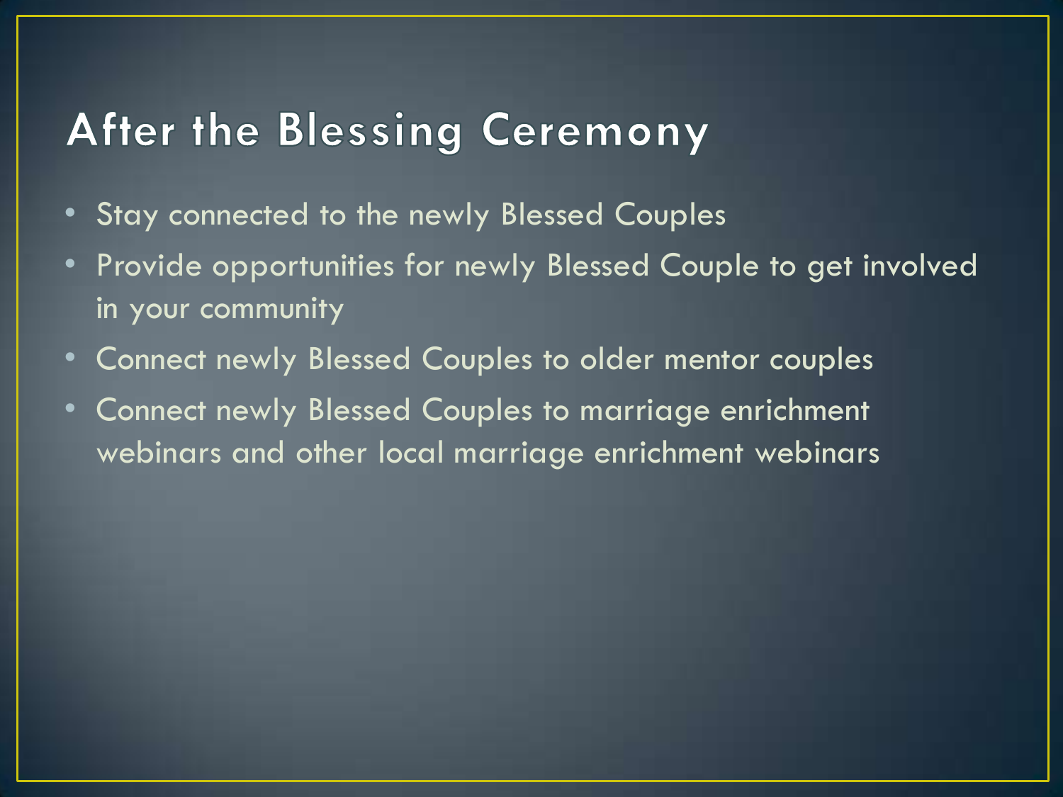# After the Blessing Ceremony

- Stay connected to the newly Blessed Couples
- Provide opportunities for newly Blessed Couple to get involved in your community
- Connect newly Blessed Couples to older mentor couples
- Connect newly Blessed Couples to marriage enrichment webinars and other local marriage enrichment webinars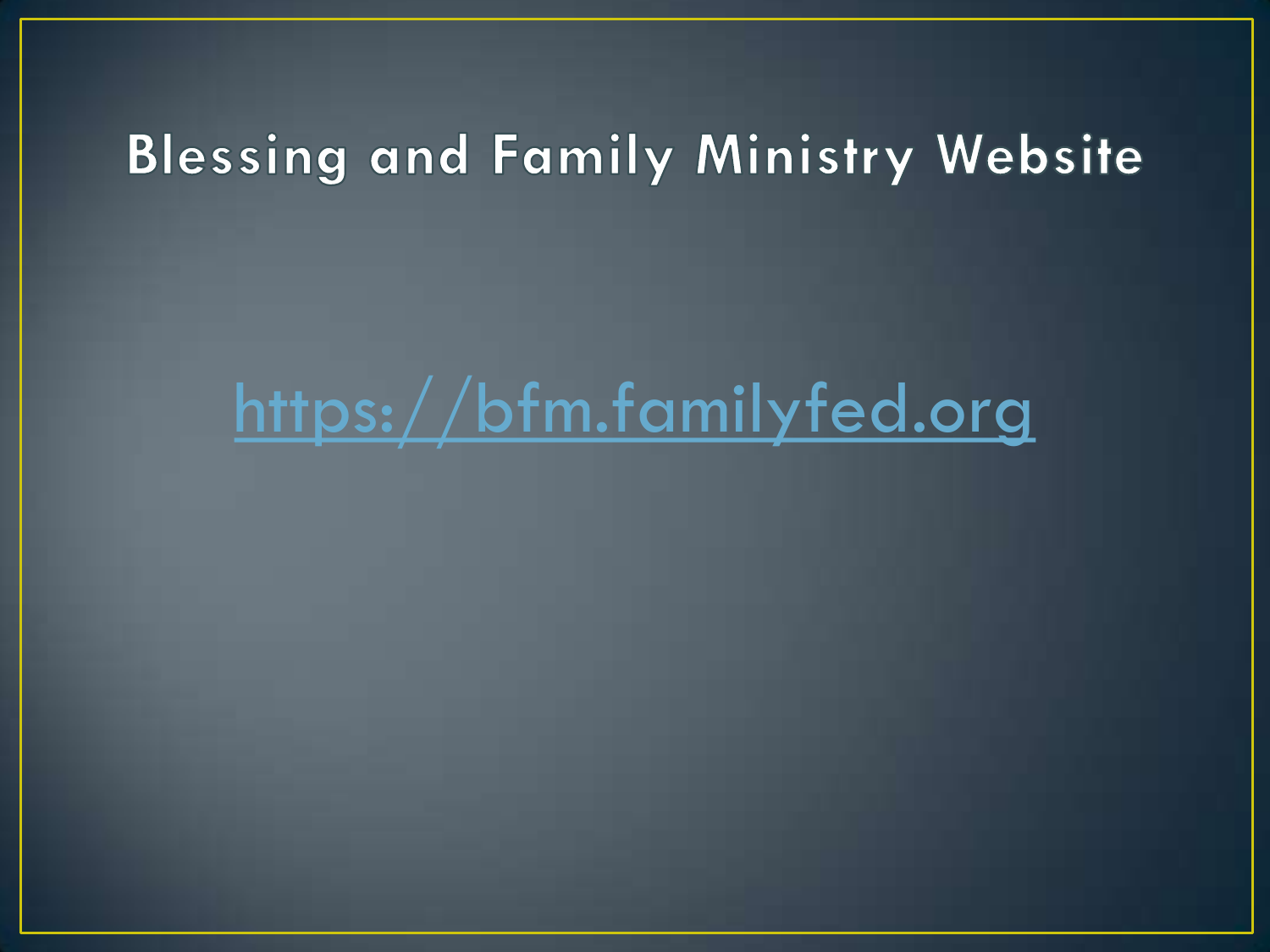# Blessing and Family Ministry Website

https://bfm.familyfed.org